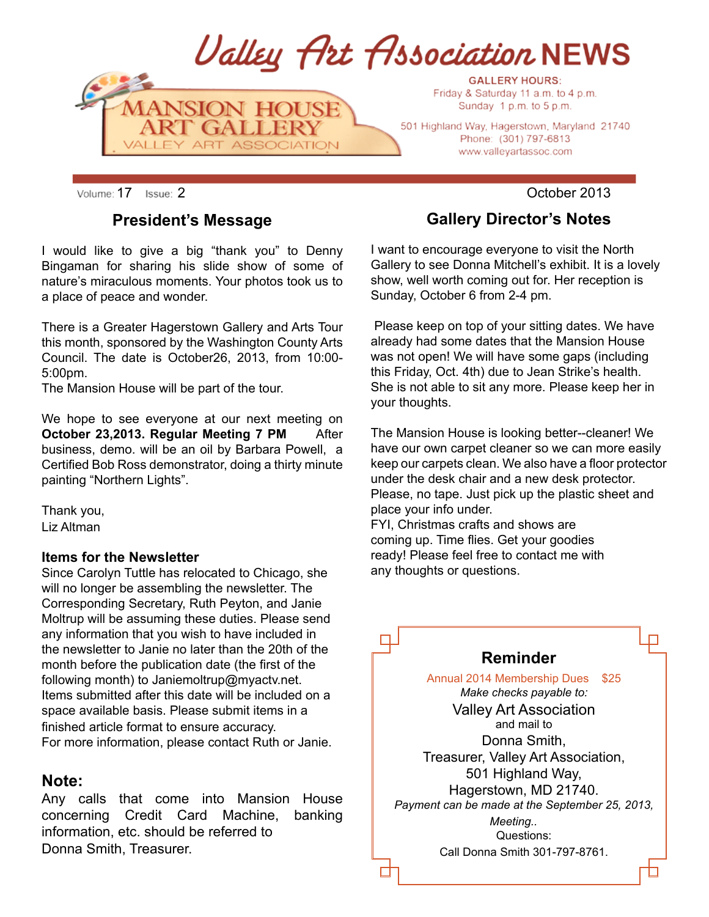# Valley Art Association NEWS

MANSION HOUSE ART GALLERY
VALLEY ART ASSOCIATION

GALLERY HOURS:
Friday & Saturday 11 a.m. to 4 p.m.
Sunday 1 p.m. to 5 p.m.

501 Highland Way, Hagerstown, Maryland 21740
Phone: (301) 797-6813
www.valleyartassoc.com

Volume: 17 Issue: 2

October 2013

## President's Message

I would like to give a big "thank you" to Denny Bingaman for sharing his slide show of some of nature's miraculous moments. Your photos took us to a place of peace and wonder.

There is a Greater Hagerstown Gallery and Arts Tour this month, sponsored by the Washington County Arts Council. The date is October26, 2013, from 10:00-5:00pm.
The Mansion House will be part of the tour.

We hope to see everyone at our next meeting on **October 23,2013. Regular Meeting 7 PM** After business, demo. will be an oil by Barbara Powell, a Certified Bob Ross demonstrator, doing a thirty minute painting "Northern Lights".

Thank you,
Liz Altman

### Items for the Newsletter

Since Carolyn Tuttle has relocated to Chicago, she will no longer be assembling the newsletter. The Corresponding Secretary, Ruth Peyton, and Janie Moltrup will be assuming these duties. Please send any information that you wish to have included in the newsletter to Janie no later than the 20th of the month before the publication date (the first of the following month) to Janiemoltrup@myactv.net. Items submitted after this date will be included on a space available basis. Please submit items in a finished article format to ensure accuracy.
For more information, please contact Ruth or Janie.

## Note:

Any calls that come into Mansion House concerning Credit Card Machine, banking information, etc. should be referred to Donna Smith, Treasurer.

## Gallery Director's Notes

I want to encourage everyone to visit the North Gallery to see Donna Mitchell's exhibit. It is a lovely show, well worth coming out for. Her reception is Sunday, October 6 from 2-4 pm.

Please keep on top of your sitting dates. We have already had some dates that the Mansion House was not open! We will have some gaps (including this Friday, Oct. 4th) due to Jean Strike's health. She is not able to sit any more. Please keep her in your thoughts.

The Mansion House is looking better--cleaner! We have our own carpet cleaner so we can more easily keep our carpets clean. We also have a floor protector under the desk chair and a new desk protector. Please, no tape. Just pick up the plastic sheet and place your info under.
FYI, Christmas crafts and shows are coming up. Time flies. Get your goodies ready! Please feel free to contact me with any thoughts or questions.

## Reminder

Annual 2014 Membership Dues $25
*Make checks payable to:*
Valley Art Association
and mail to
Donna Smith,
Treasurer, Valley Art Association,
501 Highland Way,
Hagerstown, MD 21740.
*Payment can be made at the September 25, 2013, Meeting..*
Questions:
Call Donna Smith 301-797-8761.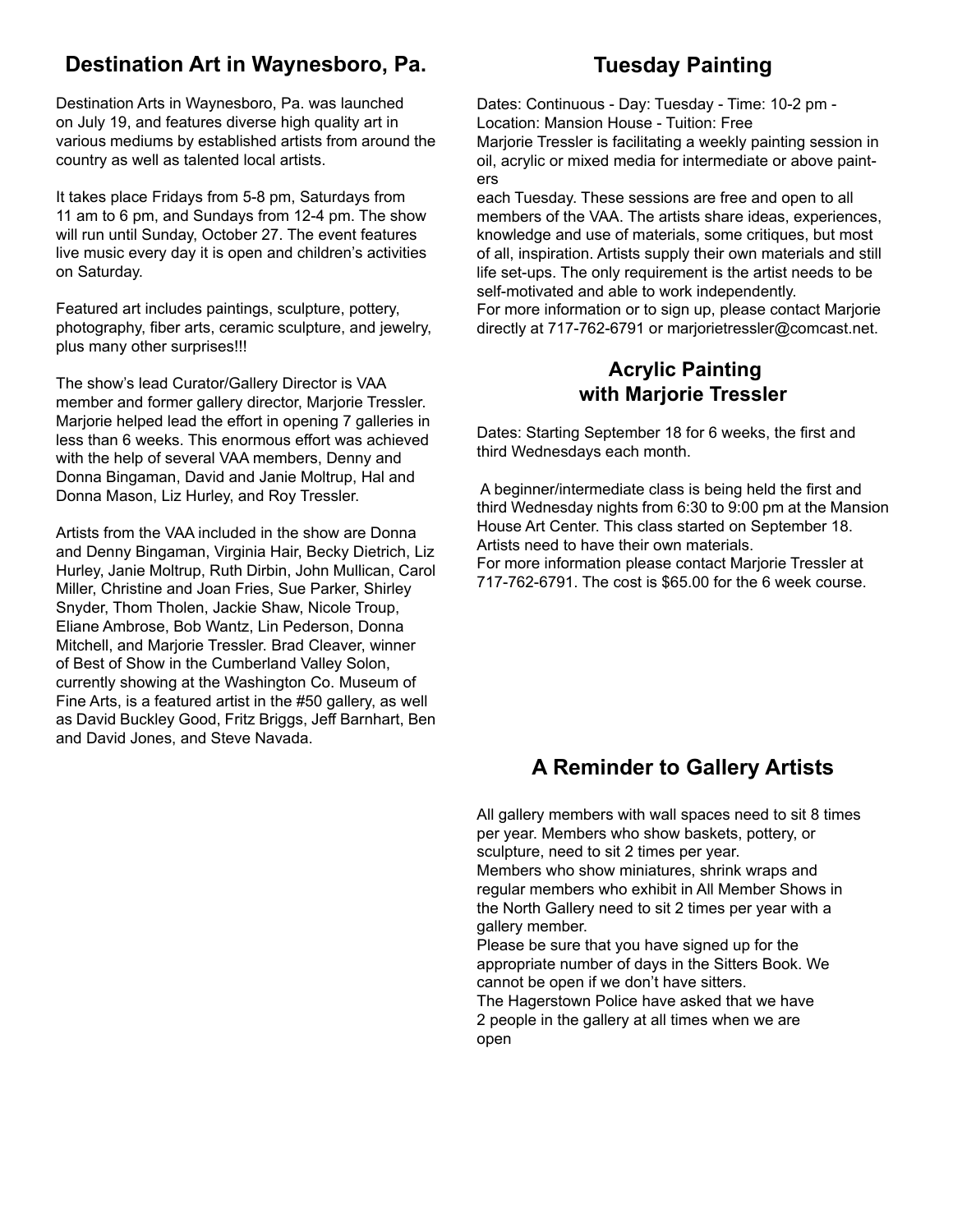## Destination Art in Waynesboro, Pa.

Destination Arts in Waynesboro, Pa. was launched on July 19, and features diverse high quality art in various mediums by established artists from around the country as well as talented local artists.

It takes place Fridays from 5-8 pm, Saturdays from 11 am to 6 pm, and Sundays from 12-4 pm. The show will run until Sunday, October 27. The event features live music every day it is open and children's activities on Saturday.

Featured art includes paintings, sculpture, pottery, photography, fiber arts, ceramic sculpture, and jewelry, plus many other surprises!!!

The show's lead Curator/Gallery Director is VAA member and former gallery director, Marjorie Tressler. Marjorie helped lead the effort in opening 7 galleries in less than 6 weeks. This enormous effort was achieved with the help of several VAA members, Denny and Donna Bingaman, David and Janie Moltrup, Hal and Donna Mason, Liz Hurley, and Roy Tressler.

Artists from the VAA included in the show are Donna and Denny Bingaman, Virginia Hair, Becky Dietrich, Liz Hurley, Janie Moltrup, Ruth Dirbin, John Mullican, Carol Miller, Christine and Joan Fries, Sue Parker, Shirley Snyder, Thom Tholen, Jackie Shaw, Nicole Troup, Eliane Ambrose, Bob Wantz, Lin Pederson, Donna Mitchell, and Marjorie Tressler. Brad Cleaver, winner of Best of Show in the Cumberland Valley Solon, currently showing at the Washington Co. Museum of Fine Arts, is a featured artist in the #50 gallery, as well as David Buckley Good, Fritz Briggs, Jeff Barnhart, Ben and David Jones, and Steve Navada.

## Tuesday Painting

Dates: Continuous - Day: Tuesday - Time: 10-2 pm - Location: Mansion House - Tuition: Free
Marjorie Tressler is facilitating a weekly painting session in oil, acrylic or mixed media for intermediate or above painters
each Tuesday. These sessions are free and open to all members of the VAA. The artists share ideas, experiences, knowledge and use of materials, some critiques, but most of all, inspiration. Artists supply their own materials and still life set-ups. The only requirement is the artist needs to be self-motivated and able to work independently.
For more information or to sign up, please contact Marjorie directly at 717-762-6791 or marjorietressler@comcast.net.

## Acrylic Painting with Marjorie Tressler

Dates: Starting September 18 for 6 weeks, the first and third Wednesdays each month.

A beginner/intermediate class is being held the first and third Wednesday nights from 6:30 to 9:00 pm at the Mansion House Art Center. This class started on September 18. Artists need to have their own materials.
For more information please contact Marjorie Tressler at 717-762-6791. The cost is $65.00 for the 6 week course.

## A Reminder to Gallery Artists

All gallery members with wall spaces need to sit 8 times per year. Members who show baskets, pottery, or sculpture, need to sit 2 times per year.
Members who show miniatures, shrink wraps and regular members who exhibit in All Member Shows in the North Gallery need to sit 2 times per year with a gallery member.
Please be sure that you have signed up for the appropriate number of days in the Sitters Book. We cannot be open if we don't have sitters.
The Hagerstown Police have asked that we have 2 people in the gallery at all times when we are open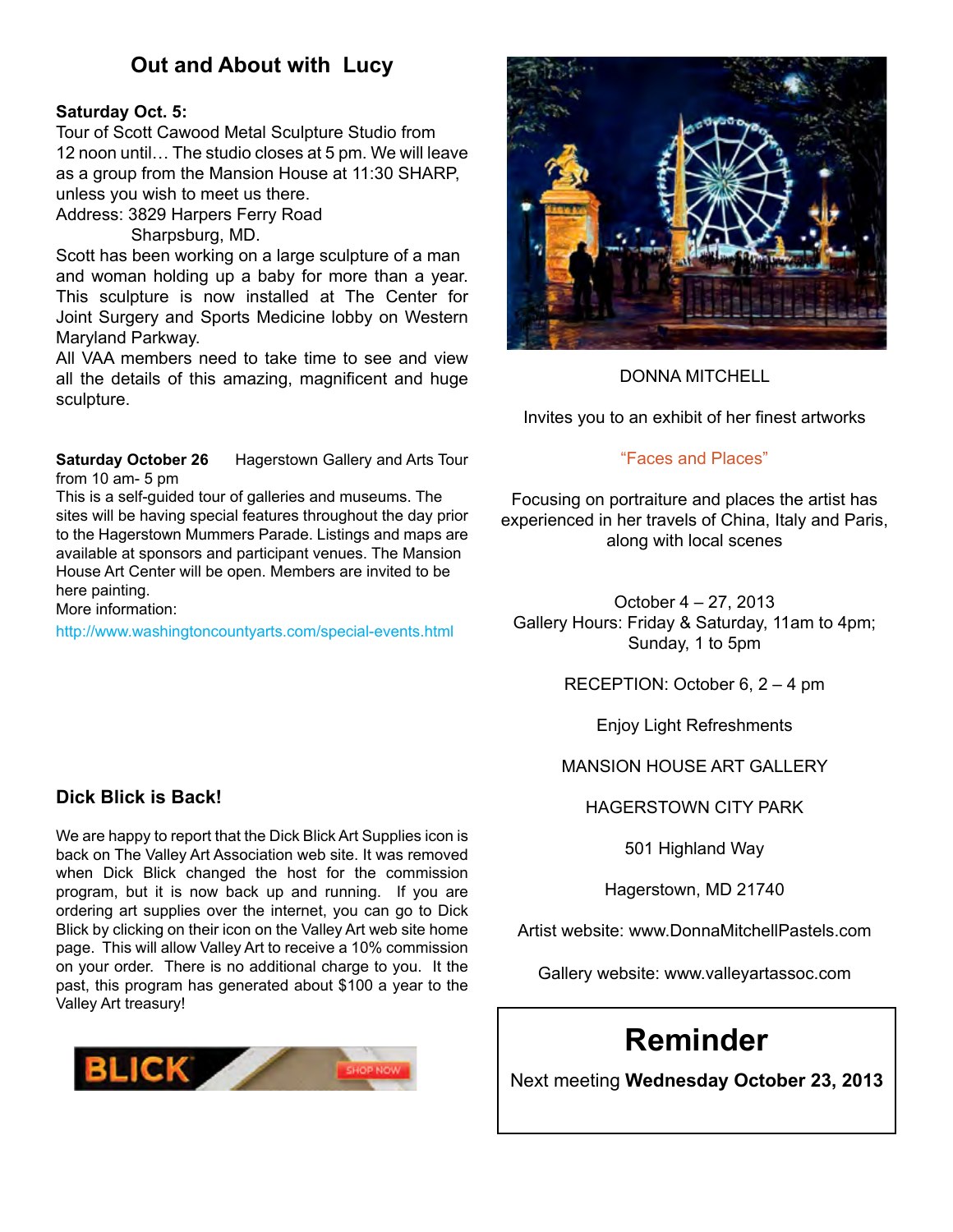## Out and About with Lucy

**Saturday Oct. 5:**
Tour of Scott Cawood Metal Sculpture Studio from 12 noon until… The studio closes at 5 pm. We will leave as a group from the Mansion House at 11:30 SHARP, unless you wish to meet us there.
Address: 3829 Harpers Ferry Road
Sharpsburg, MD.
Scott has been working on a large sculpture of a man and woman holding up a baby for more than a year. This sculpture is now installed at The Center for Joint Surgery and Sports Medicine lobby on Western Maryland Parkway.
All VAA members need to take time to see and view all the details of this amazing, magnificent and huge sculpture.

**Saturday October 26** Hagerstown Gallery and Arts Tour from 10 am- 5 pm
This is a self-guided tour of galleries and museums. The sites will be having special features throughout the day prior to the Hagerstown Mummers Parade. Listings and maps are available at sponsors and participant venues. The Mansion House Art Center will be open. Members are invited to be here painting.
More information:
http://www.washingtoncountyarts.com/special-events.html

### Dick Blick is Back!

We are happy to report that the Dick Blick Art Supplies icon is back on The Valley Art Association web site. It was removed when Dick Blick changed the host for the commission program, but it is now back up and running. If you are ordering art supplies over the internet, you can go to Dick Blick by clicking on their icon on the Valley Art web site home page. This will allow Valley Art to receive a 10% commission on your order. There is no additional charge to you. It the past, this program has generated about $100 a year to the Valley Art treasury!

BLICK SHOP NOW

DONNA MITCHELL

Invites you to an exhibit of her finest artworks

"Faces and Places"

Focusing on portraiture and places the artist has experienced in her travels of China, Italy and Paris, along with local scenes

October 4 – 27, 2013
Gallery Hours: Friday & Saturday, 11am to 4pm; Sunday, 1 to 5pm

RECEPTION: October 6, 2 – 4 pm

Enjoy Light Refreshments

MANSION HOUSE ART GALLERY

HAGERSTOWN CITY PARK

501 Highland Way

Hagerstown, MD 21740

Artist website: www.DonnaMitchellPastels.com

Gallery website: www.valleyartassoc.com

## Reminder

Next meeting **Wednesday October 23, 2013**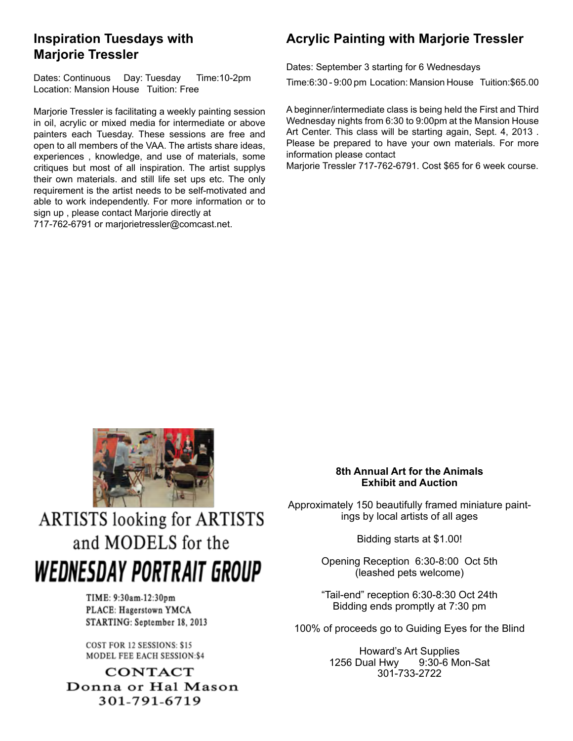## Inspiration Tuesdays with Marjorie Tressler

Dates: Continuous Day: Tuesday Time:10-2pm
Location: Mansion House Tuition: Free

Marjorie Tressler is facilitating a weekly painting session in oil, acrylic or mixed media for intermediate or above painters each Tuesday. These sessions are free and open to all members of the VAA. The artists share ideas, experiences , knowledge, and use of materials, some critiques but most of all inspiration. The artist supplys their own materials. and still life set ups etc. The only requirement is the artist needs to be self-motivated and able to work independently. For more information or to sign up , please contact Marjorie directly at
717-762-6791 or marjorietressler@comcast.net.

## Acrylic Painting with Marjorie Tressler

Dates: September 3 starting for 6 Wednesdays

Time:6:30 - 9:00 pm Location: Mansion House Tuition:$65.00

A beginner/intermediate class is being held the First and Third Wednesday nights from 6:30 to 9:00pm at the Mansion House Art Center. This class will be starting again, Sept. 4, 2013 . Please be prepared to have your own materials. For more information please contact
Marjorie Tressler 717-762-6791. Cost $65 for 6 week course.

ARTISTS looking for ARTISTS and MODELS for the

**WEDNESDAY PORTRAIT GROUP**

TIME: 9:30am-12:30pm
PLACE: Hagerstown YMCA
STARTING: September 18, 2013

COST FOR 12 SESSIONS: $15
MODEL FEE EACH SESSION:$4

**CONTACT**
**Donna or Hal Mason**
**301-791-6719**

**8th Annual Art for the Animals**
**Exhibit and Auction**

Approximately 150 beautifully framed miniature paintings by local artists of all ages

Bidding starts at $1.00!

Opening Reception 6:30-8:00 Oct 5th
(leashed pets welcome)

"Tail-end" reception 6:30-8:30 Oct 24th
Bidding ends promptly at 7:30 pm

100% of proceeds go to Guiding Eyes for the Blind

Howard's Art Supplies
1256 Dual Hwy 9:30-6 Mon-Sat
301-733-2722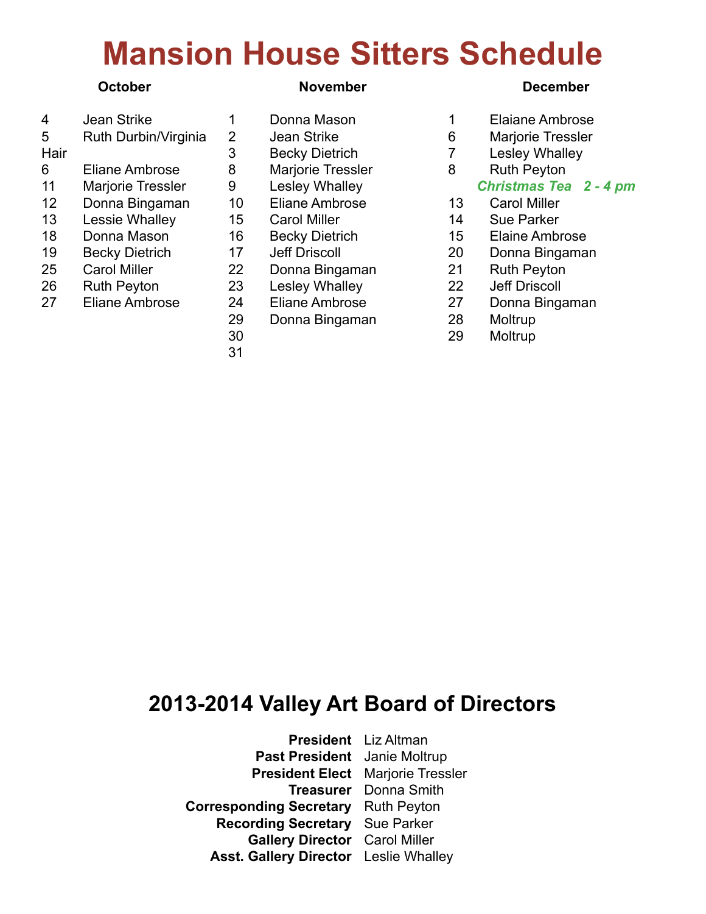# Mansion House Sitters Schedule

**October**

| | |
|---|---|
| 4 | Jean Strike |
| 5 | Ruth Durbin/Virginia Hair |
| 6 | Eliane Ambrose |
| 11 | Marjorie Tressler |
| 12 | Donna Bingaman |
| 13 | Lessie Whalley |
| 18 | Donna Mason |
| 19 | Becky Dietrich |
| 25 | Carol Miller |
| 26 | Ruth Peyton |
| 27 | Eliane Ambrose |

**November**

| | |
|---|---|
| 1 | Donna Mason |
| 2 | Jean Strike |
| 3 | Becky Dietrich |
| 8 | Marjorie Tressler |
| 9 | Lesley Whalley |
| 10 | Eliane Ambrose |
| 15 | Carol Miller |
| 16 | Becky Dietrich |
| 17 | Jeff Driscoll |
| 22 | Donna Bingaman |
| 23 | Lesley Whalley |
| 24 | Eliane Ambrose |
| 29 | Donna Bingaman |
| 30 | |
| 31 | |

**December**

| | |
|---|---|
| 1 | Elaiane Ambrose |
| 6 | Marjorie Tressler |
| 7 | Lesley Whalley |
| 8 | Ruth Peyton |
| | ***Christmas Tea 2 - 4 pm*** |
| 13 | Carol Miller |
| 14 | Sue Parker |
| 15 | Elaine Ambrose |
| 20 | Donna Bingaman |
| 21 | Ruth Peyton |
| 22 | Jeff Driscoll |
| 27 | Donna Bingaman |
| 28 | Moltrup |
| 29 | Moltrup |

## 2013-2014 Valley Art Board of Directors

| | |
|---|---|
| **President** | Liz Altman |
| **Past President** | Janie Moltrup |
| **President Elect** | Marjorie Tressler |
| **Treasurer** | Donna Smith |
| **Corresponding Secretary** | Ruth Peyton |
| **Recording Secretary** | Sue Parker |
| **Gallery Director** | Carol Miller |
| **Asst. Gallery Director** | Leslie Whalley |